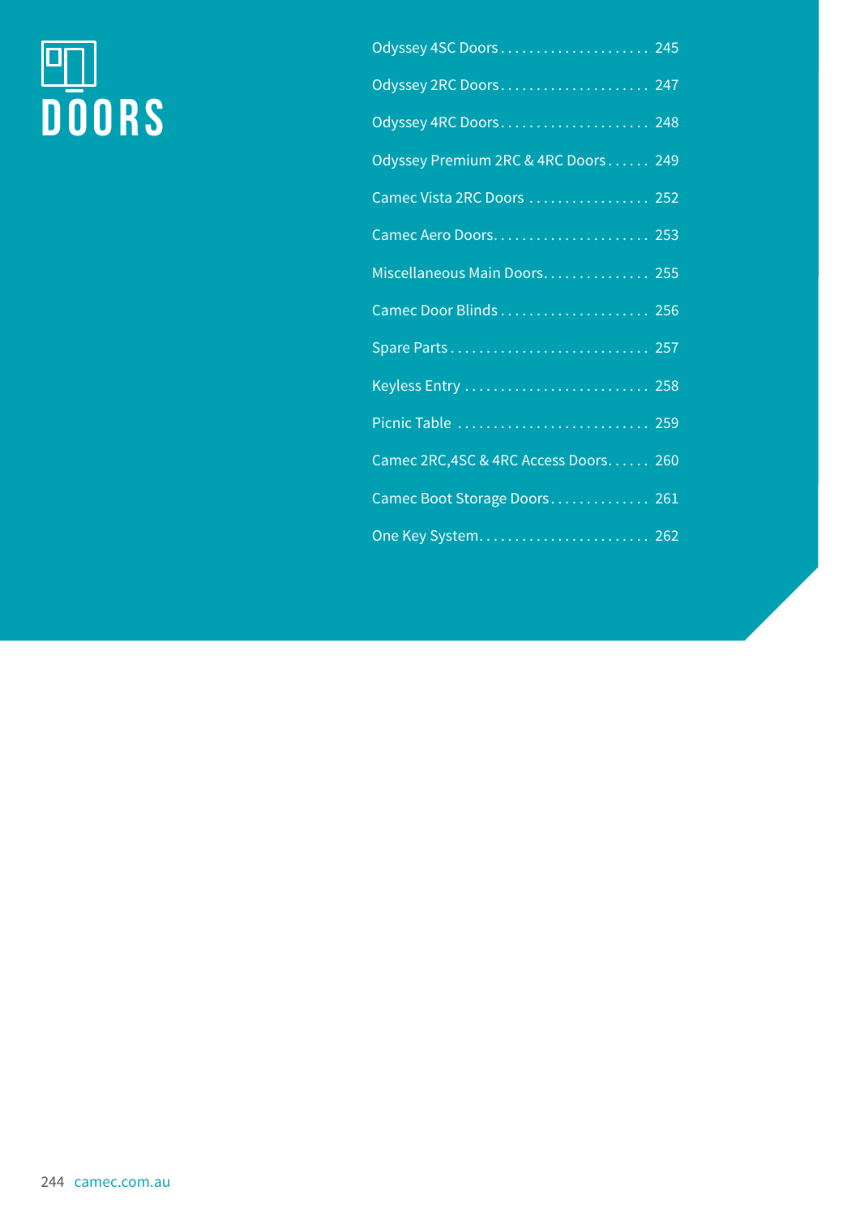# DOORS

| | |
|---|---|
| Odyssey 4SC Doors | 245 |
| Odyssey 2RC Doors | 247 |
| Odyssey 4RC Doors | 248 |
| Odyssey Premium 2RC & 4RC Doors | 249 |
| Camec Vista 2RC Doors | 252 |
| Camec Aero Doors | 253 |
| Miscellaneous Main Doors | 255 |
| Camec Door Blinds | 256 |
| Spare Parts | 257 |
| Keyless Entry | 258 |
| Picnic Table | 259 |
| Camec 2RC,4SC & 4RC Access Doors | 260 |
| Camec Boot Storage Doors | 261 |
| One Key System | 262 |

camec.com.au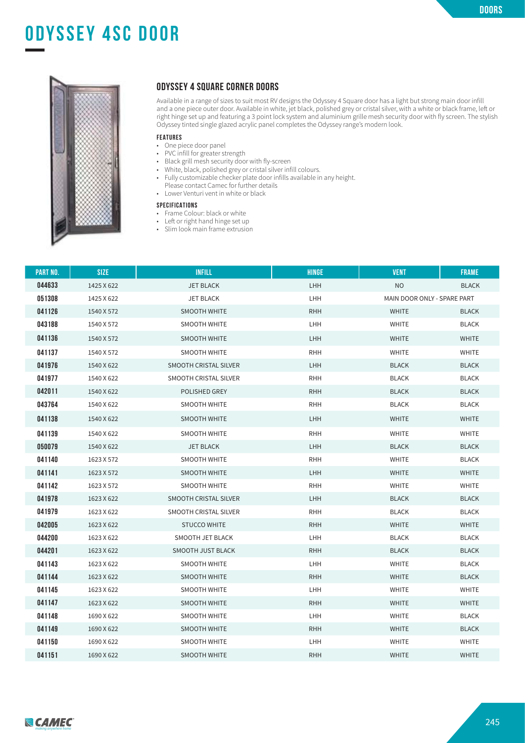# ODYSSEY 4SC DOOR

## ODYSSEY 4 SQUARE CORNER DOORS

Available in a range of sizes to suit most RV designs the Odyssey 4 Square door has a light but strong main door infill and a one piece outer door. Available in white, jet black, polished grey or cristal silver, with a white or black frame, left or right hinge set up and featuring a 3 point lock system and aluminium grille mesh security door with fly screen. The stylish Odyssey tinted single glazed acrylic panel completes the Odyssey range's modern look.

### FEATURES

- One piece door panel
- PVC infill for greater strength
- Black grill mesh security door with fly-screen
- White, black, polished grey or cristal silver infill colours.
- Fully customizable checker plate door infills available in any height. Please contact Camec for further details
- Lower Venturi vent in white or black

### SPECIFICATIONS

- Frame Colour: black or white
- Left or right hand hinge set up
- Slim look main frame extrusion

| PART NO. | SIZE | INFILL | HINGE | VENT | FRAME |
|---|---|---|---|---|---|
| 044633 | 1425 X 622 | JET BLACK | LHH | NO | BLACK |
| 051308 | 1425 X 622 | JET BLACK | LHH | MAIN DOOR ONLY - SPARE PART | |
| 041126 | 1540 X 572 | SMOOTH WHITE | RHH | WHITE | BLACK |
| 043188 | 1540 X 572 | SMOOTH WHITE | LHH | WHITE | BLACK |
| 041136 | 1540 X 572 | SMOOTH WHITE | LHH | WHITE | WHITE |
| 041137 | 1540 X 572 | SMOOTH WHITE | RHH | WHITE | WHITE |
| 041976 | 1540 X 622 | SMOOTH CRISTAL SILVER | LHH | BLACK | BLACK |
| 041977 | 1540 X 622 | SMOOTH CRISTAL SILVER | RHH | BLACK | BLACK |
| 042011 | 1540 X 622 | POLISHED GREY | RHH | BLACK | BLACK |
| 043764 | 1540 X 622 | SMOOTH WHITE | RHH | BLACK | BLACK |
| 041138 | 1540 X 622 | SMOOTH WHITE | LHH | WHITE | WHITE |
| 041139 | 1540 X 622 | SMOOTH WHITE | RHH | WHITE | WHITE |
| 050079 | 1540 X 622 | JET BLACK | LHH | BLACK | BLACK |
| 041140 | 1623 X 572 | SMOOTH WHITE | RHH | WHITE | BLACK |
| 041141 | 1623 X 572 | SMOOTH WHITE | LHH | WHITE | WHITE |
| 041142 | 1623 X 572 | SMOOTH WHITE | RHH | WHITE | WHITE |
| 041978 | 1623 X 622 | SMOOTH CRISTAL SILVER | LHH | BLACK | BLACK |
| 041979 | 1623 X 622 | SMOOTH CRISTAL SILVER | RHH | BLACK | BLACK |
| 042005 | 1623 X 622 | STUCCO WHITE | RHH | WHITE | WHITE |
| 044200 | 1623 X 622 | SMOOTH JET BLACK | LHH | BLACK | BLACK |
| 044201 | 1623 X 622 | SMOOTH JUST BLACK | RHH | BLACK | BLACK |
| 041143 | 1623 X 622 | SMOOTH WHITE | LHH | WHITE | BLACK |
| 041144 | 1623 X 622 | SMOOTH WHITE | RHH | WHITE | BLACK |
| 041145 | 1623 X 622 | SMOOTH WHITE | LHH | WHITE | WHITE |
| 041147 | 1623 X 622 | SMOOTH WHITE | RHH | WHITE | WHITE |
| 041148 | 1690 X 622 | SMOOTH WHITE | LHH | WHITE | BLACK |
| 041149 | 1690 X 622 | SMOOTH WHITE | RHH | WHITE | BLACK |
| 041150 | 1690 X 622 | SMOOTH WHITE | LHH | WHITE | WHITE |
| 041151 | 1690 X 622 | SMOOTH WHITE | RHH | WHITE | WHITE |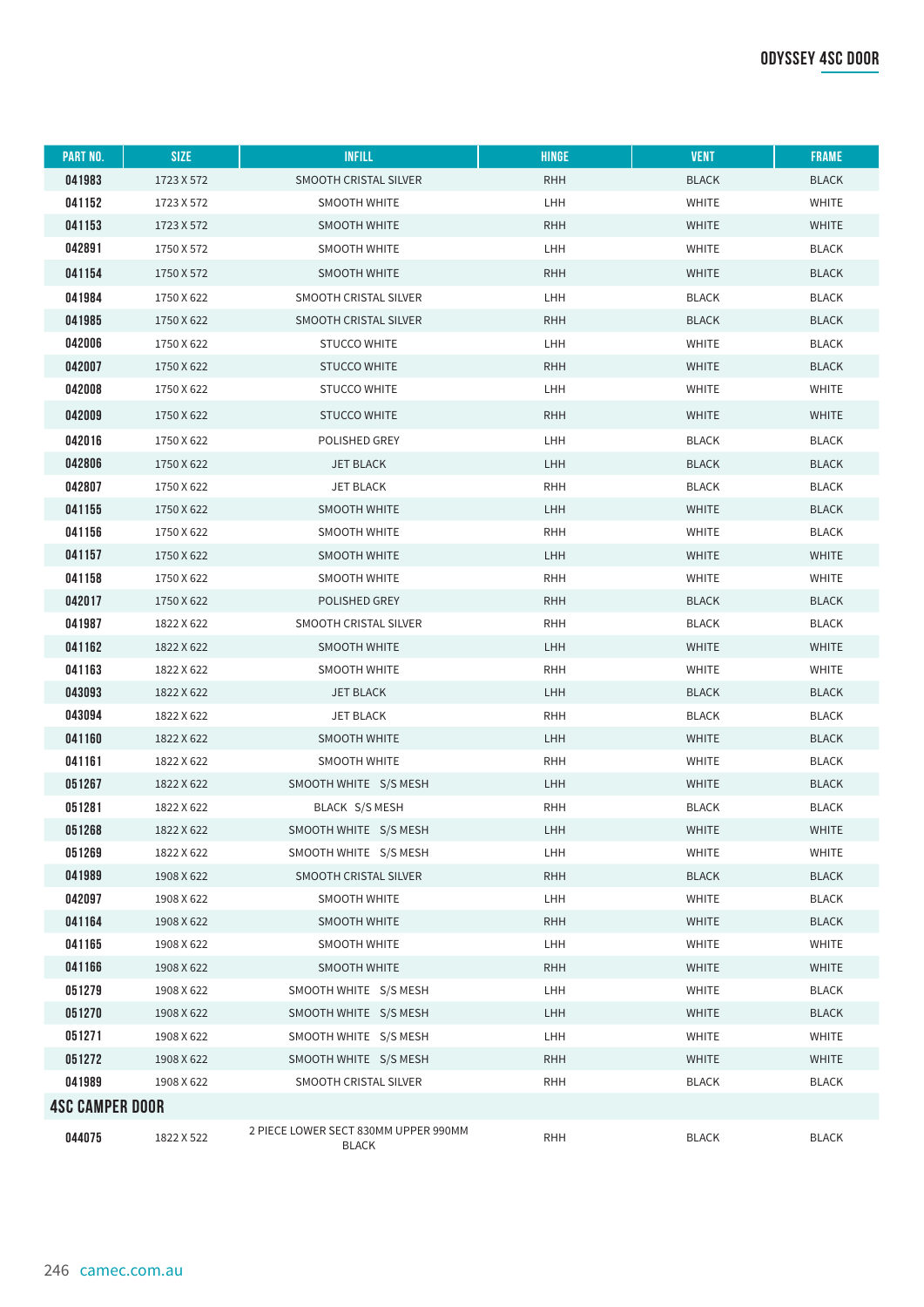## ODYSSEY 4SC DOOR

| PART NO. | SIZE | INFILL | HINGE | VENT | FRAME |
|---|---|---|---|---|---|
| 041983 | 1723 X 572 | SMOOTH CRISTAL SILVER | RHH | BLACK | BLACK |
| 041152 | 1723 X 572 | SMOOTH WHITE | LHH | WHITE | WHITE |
| 041153 | 1723 X 572 | SMOOTH WHITE | RHH | WHITE | WHITE |
| 042891 | 1750 X 572 | SMOOTH WHITE | LHH | WHITE | BLACK |
| 041154 | 1750 X 572 | SMOOTH WHITE | RHH | WHITE | BLACK |
| 041984 | 1750 X 622 | SMOOTH CRISTAL SILVER | LHH | BLACK | BLACK |
| 041985 | 1750 X 622 | SMOOTH CRISTAL SILVER | RHH | BLACK | BLACK |
| 042006 | 1750 X 622 | STUCCO WHITE | LHH | WHITE | BLACK |
| 042007 | 1750 X 622 | STUCCO WHITE | RHH | WHITE | BLACK |
| 042008 | 1750 X 622 | STUCCO WHITE | LHH | WHITE | WHITE |
| 042009 | 1750 X 622 | STUCCO WHITE | RHH | WHITE | WHITE |
| 042016 | 1750 X 622 | POLISHED GREY | LHH | BLACK | BLACK |
| 042806 | 1750 X 622 | JET BLACK | LHH | BLACK | BLACK |
| 042807 | 1750 X 622 | JET BLACK | RHH | BLACK | BLACK |
| 041155 | 1750 X 622 | SMOOTH WHITE | LHH | WHITE | BLACK |
| 041156 | 1750 X 622 | SMOOTH WHITE | RHH | WHITE | BLACK |
| 041157 | 1750 X 622 | SMOOTH WHITE | LHH | WHITE | WHITE |
| 041158 | 1750 X 622 | SMOOTH WHITE | RHH | WHITE | WHITE |
| 042017 | 1750 X 622 | POLISHED GREY | RHH | BLACK | BLACK |
| 041987 | 1822 X 622 | SMOOTH CRISTAL SILVER | RHH | BLACK | BLACK |
| 041162 | 1822 X 622 | SMOOTH WHITE | LHH | WHITE | WHITE |
| 041163 | 1822 X 622 | SMOOTH WHITE | RHH | WHITE | WHITE |
| 043093 | 1822 X 622 | JET BLACK | LHH | BLACK | BLACK |
| 043094 | 1822 X 622 | JET BLACK | RHH | BLACK | BLACK |
| 041160 | 1822 X 622 | SMOOTH WHITE | LHH | WHITE | BLACK |
| 041161 | 1822 X 622 | SMOOTH WHITE | RHH | WHITE | BLACK |
| 051267 | 1822 X 622 | SMOOTH WHITE S/S MESH | LHH | WHITE | BLACK |
| 051281 | 1822 X 622 | BLACK S/S MESH | RHH | BLACK | BLACK |
| 051268 | 1822 X 622 | SMOOTH WHITE S/S MESH | LHH | WHITE | WHITE |
| 051269 | 1822 X 622 | SMOOTH WHITE S/S MESH | LHH | WHITE | WHITE |
| 041989 | 1908 X 622 | SMOOTH CRISTAL SILVER | RHH | BLACK | BLACK |
| 042097 | 1908 X 622 | SMOOTH WHITE | LHH | WHITE | BLACK |
| 041164 | 1908 X 622 | SMOOTH WHITE | RHH | WHITE | BLACK |
| 041165 | 1908 X 622 | SMOOTH WHITE | LHH | WHITE | WHITE |
| 041166 | 1908 X 622 | SMOOTH WHITE | RHH | WHITE | WHITE |
| 051279 | 1908 X 622 | SMOOTH WHITE S/S MESH | LHH | WHITE | BLACK |
| 051270 | 1908 X 622 | SMOOTH WHITE S/S MESH | LHH | WHITE | BLACK |
| 051271 | 1908 X 622 | SMOOTH WHITE S/S MESH | LHH | WHITE | WHITE |
| 051272 | 1908 X 622 | SMOOTH WHITE S/S MESH | RHH | WHITE | WHITE |
| 041989 | 1908 X 622 | SMOOTH CRISTAL SILVER | RHH | BLACK | BLACK |
| **4SC CAMPER DOOR** | | | | | |
| 044075 | 1822 X 522 | 2 PIECE LOWER SECT 830MM UPPER 990MM BLACK | RHH | BLACK | BLACK |

camec.com.au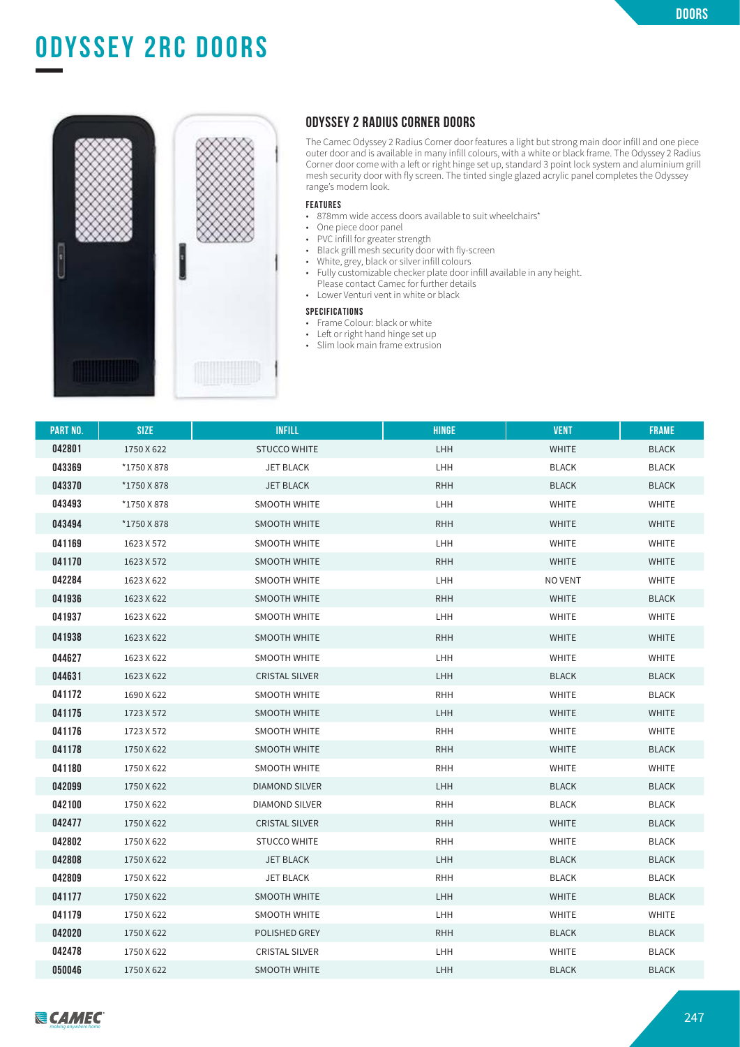# ODYSSEY 2RC DOORS

## ODYSSEY 2 RADIUS CORNER DOORS

The Camec Odyssey 2 Radius Corner door features a light but strong main door infill and one piece outer door and is available in many infill colours, with a white or black frame. The Odyssey 2 Radius Corner door come with a left or right hinge set up, standard 3 point lock system and aluminium grill mesh security door with fly screen. The tinted single glazed acrylic panel completes the Odyssey range's modern look.

### FEATURES

- 878mm wide access doors available to suit wheelchairs*
- One piece door panel
- PVC infill for greater strength
- Black grill mesh security door with fly-screen
- White, grey, black or silver infill colours
- Fully customizable checker plate door infill available in any height. Please contact Camec for further details
- Lower Venturi vent in white or black

### SPECIFICATIONS

- Frame Colour: black or white
- Left or right hand hinge set up
- Slim look main frame extrusion

| PART NO. | SIZE | INFILL | HINGE | VENT | FRAME |
|---|---|---|---|---|---|
| 042801 | 1750 X 622 | STUCCO WHITE | LHH | WHITE | BLACK |
| 043369 | *1750 X 878 | JET BLACK | LHH | BLACK | BLACK |
| 043370 | *1750 X 878 | JET BLACK | RHH | BLACK | BLACK |
| 043493 | *1750 X 878 | SMOOTH WHITE | LHH | WHITE | WHITE |
| 043494 | *1750 X 878 | SMOOTH WHITE | RHH | WHITE | WHITE |
| 041169 | 1623 X 572 | SMOOTH WHITE | LHH | WHITE | WHITE |
| 041170 | 1623 X 572 | SMOOTH WHITE | RHH | WHITE | WHITE |
| 042284 | 1623 X 622 | SMOOTH WHITE | LHH | NO VENT | WHITE |
| 041936 | 1623 X 622 | SMOOTH WHITE | RHH | WHITE | BLACK |
| 041937 | 1623 X 622 | SMOOTH WHITE | LHH | WHITE | WHITE |
| 041938 | 1623 X 622 | SMOOTH WHITE | RHH | WHITE | WHITE |
| 044627 | 1623 X 622 | SMOOTH WHITE | LHH | WHITE | WHITE |
| 044631 | 1623 X 622 | CRISTAL SILVER | LHH | BLACK | BLACK |
| 041172 | 1690 X 622 | SMOOTH WHITE | RHH | WHITE | BLACK |
| 041175 | 1723 X 572 | SMOOTH WHITE | LHH | WHITE | WHITE |
| 041176 | 1723 X 572 | SMOOTH WHITE | RHH | WHITE | WHITE |
| 041178 | 1750 X 622 | SMOOTH WHITE | RHH | WHITE | BLACK |
| 041180 | 1750 X 622 | SMOOTH WHITE | RHH | WHITE | WHITE |
| 042099 | 1750 X 622 | DIAMOND SILVER | LHH | BLACK | BLACK |
| 042100 | 1750 X 622 | DIAMOND SILVER | RHH | BLACK | BLACK |
| 042477 | 1750 X 622 | CRISTAL SILVER | RHH | WHITE | BLACK |
| 042802 | 1750 X 622 | STUCCO WHITE | RHH | WHITE | BLACK |
| 042808 | 1750 X 622 | JET BLACK | LHH | BLACK | BLACK |
| 042809 | 1750 X 622 | JET BLACK | RHH | BLACK | BLACK |
| 041177 | 1750 X 622 | SMOOTH WHITE | LHH | WHITE | BLACK |
| 041179 | 1750 X 622 | SMOOTH WHITE | LHH | WHITE | WHITE |
| 042020 | 1750 X 622 | POLISHED GREY | RHH | BLACK | BLACK |
| 042478 | 1750 X 622 | CRISTAL SILVER | LHH | WHITE | BLACK |
| 050046 | 1750 X 622 | SMOOTH WHITE | LHH | BLACK | BLACK |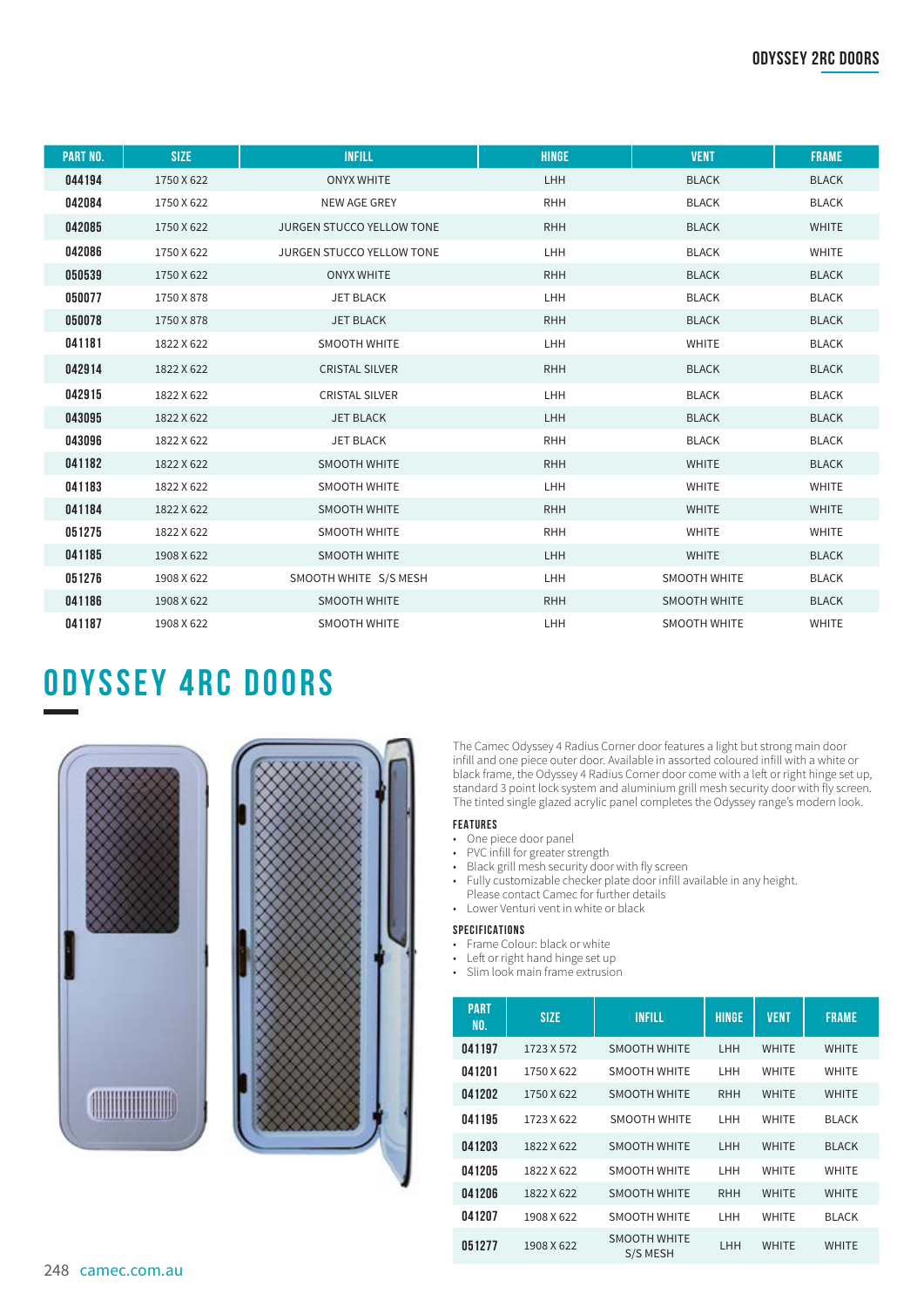## ODYSSEY 2RC DOORS

| PART NO. | SIZE | INFILL | HINGE | VENT | FRAME |
|---|---|---|---|---|---|
| 044194 | 1750 X 622 | ONYX WHITE | LHH | BLACK | BLACK |
| 042084 | 1750 X 622 | NEW AGE GREY | RHH | BLACK | BLACK |
| 042085 | 1750 X 622 | JURGEN STUCCO YELLOW TONE | RHH | BLACK | WHITE |
| 042086 | 1750 X 622 | JURGEN STUCCO YELLOW TONE | LHH | BLACK | WHITE |
| 050539 | 1750 X 622 | ONYX WHITE | RHH | BLACK | BLACK |
| 050077 | 1750 X 878 | JET BLACK | LHH | BLACK | BLACK |
| 050078 | 1750 X 878 | JET BLACK | RHH | BLACK | BLACK |
| 041181 | 1822 X 622 | SMOOTH WHITE | LHH | WHITE | BLACK |
| 042914 | 1822 X 622 | CRISTAL SILVER | RHH | BLACK | BLACK |
| 042915 | 1822 X 622 | CRISTAL SILVER | LHH | BLACK | BLACK |
| 043095 | 1822 X 622 | JET BLACK | LHH | BLACK | BLACK |
| 043096 | 1822 X 622 | JET BLACK | RHH | BLACK | BLACK |
| 041182 | 1822 X 622 | SMOOTH WHITE | RHH | WHITE | BLACK |
| 041183 | 1822 X 622 | SMOOTH WHITE | LHH | WHITE | WHITE |
| 041184 | 1822 X 622 | SMOOTH WHITE | RHH | WHITE | WHITE |
| 051275 | 1822 X 622 | SMOOTH WHITE | RHH | WHITE | WHITE |
| 041185 | 1908 X 622 | SMOOTH WHITE | LHH | WHITE | BLACK |
| 051276 | 1908 X 622 | SMOOTH WHITE S/S MESH | LHH | SMOOTH WHITE | BLACK |
| 041186 | 1908 X 622 | SMOOTH WHITE | RHH | SMOOTH WHITE | BLACK |
| 041187 | 1908 X 622 | SMOOTH WHITE | LHH | SMOOTH WHITE | WHITE |

# ODYSSEY 4RC DOORS

The Camec Odyssey 4 Radius Corner door features a light but strong main door infill and one piece outer door. Available in assorted coloured infill with a white or black frame, the Odyssey 4 Radius Corner door come with a left or right hinge set up, standard 3 point lock system and aluminium grill mesh security door with fly screen. The tinted single glazed acrylic panel completes the Odyssey range's modern look.

### FEATURES

- One piece door panel
- PVC infill for greater strength
- Black grill mesh security door with fly screen
- Fully customizable checker plate door infill available in any height. Please contact Camec for further details
- Lower Venturi vent in white or black

### SPECIFICATIONS

- Frame Colour: black or white
- Left or right hand hinge set up
- Slim look main frame extrusion

| PART NO. | SIZE | INFILL | HINGE | VENT | FRAME |
|---|---|---|---|---|---|
| 041197 | 1723 X 572 | SMOOTH WHITE | LHH | WHITE | WHITE |
| 041201 | 1750 X 622 | SMOOTH WHITE | LHH | WHITE | WHITE |
| 041202 | 1750 X 622 | SMOOTH WHITE | RHH | WHITE | WHITE |
| 041195 | 1723 X 622 | SMOOTH WHITE | LHH | WHITE | BLACK |
| 041203 | 1822 X 622 | SMOOTH WHITE | LHH | WHITE | BLACK |
| 041205 | 1822 X 622 | SMOOTH WHITE | LHH | WHITE | WHITE |
| 041206 | 1822 X 622 | SMOOTH WHITE | RHH | WHITE | WHITE |
| 041207 | 1908 X 622 | SMOOTH WHITE | LHH | WHITE | BLACK |
| 051277 | 1908 X 622 | SMOOTH WHITE S/S MESH | LHH | WHITE | WHITE |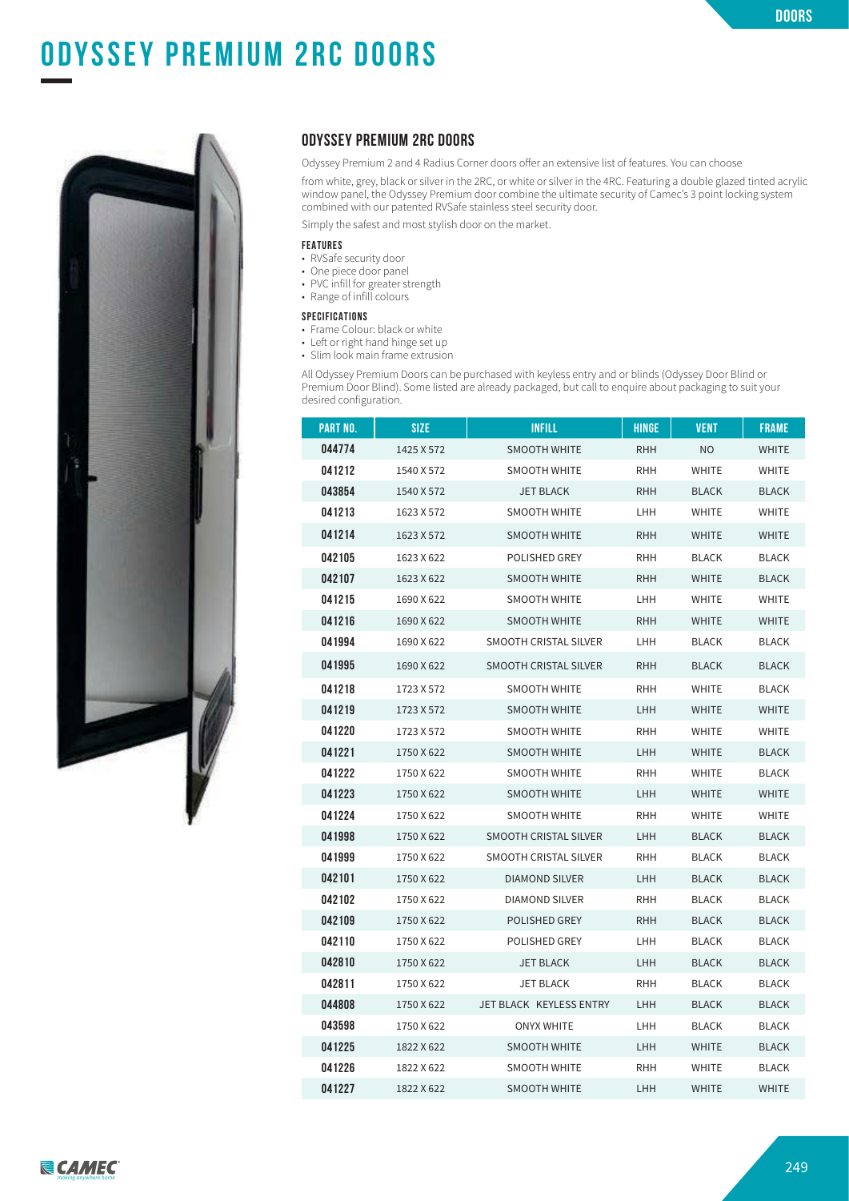# ODYSSEY PREMIUM 2RC DOORS

## ODYSSEY PREMIUM 2RC DOORS

Odyssey Premium 2 and 4 Radius Corner doors offer an extensive list of features. You can choose

from white, grey, black or silver in the 2RC, or white or silver in the 4RC. Featuring a double glazed tinted acrylic window panel, the Odyssey Premium door combine the ultimate security of Camec's 3 point locking system combined with our patented RVSafe stainless steel security door.

Simply the safest and most stylish door on the market.

### FEATURES

- RVSafe security door
- One piece door panel
- PVC infill for greater strength
- Range of infill colours

### SPECIFICATIONS

- Frame Colour: black or white
- Left or right hand hinge set up
- Slim look main frame extrusion

All Odyssey Premium Doors can be purchased with keyless entry and or blinds (Odyssey Door Blind or Premium Door Blind). Some listed are already packaged, but call to enquire about packaging to suit your desired configuration.

| PART NO. | SIZE | INFILL | HINGE | VENT | FRAME |
|---|---|---|---|---|---|
| 044774 | 1425 X 572 | SMOOTH WHITE | RHH | NO | WHITE |
| 041212 | 1540 X 572 | SMOOTH WHITE | RHH | WHITE | WHITE |
| 043854 | 1540 X 572 | JET BLACK | RHH | BLACK | BLACK |
| 041213 | 1623 X 572 | SMOOTH WHITE | LHH | WHITE | WHITE |
| 041214 | 1623 X 572 | SMOOTH WHITE | RHH | WHITE | WHITE |
| 042105 | 1623 X 622 | POLISHED GREY | RHH | BLACK | BLACK |
| 042107 | 1623 X 622 | SMOOTH WHITE | RHH | WHITE | BLACK |
| 041215 | 1690 X 622 | SMOOTH WHITE | LHH | WHITE | WHITE |
| 041216 | 1690 X 622 | SMOOTH WHITE | RHH | WHITE | WHITE |
| 041994 | 1690 X 622 | SMOOTH CRISTAL SILVER | LHH | BLACK | BLACK |
| 041995 | 1690 X 622 | SMOOTH CRISTAL SILVER | RHH | BLACK | BLACK |
| 041218 | 1723 X 572 | SMOOTH WHITE | RHH | WHITE | BLACK |
| 041219 | 1723 X 572 | SMOOTH WHITE | LHH | WHITE | WHITE |
| 041220 | 1723 X 572 | SMOOTH WHITE | RHH | WHITE | WHITE |
| 041221 | 1750 X 622 | SMOOTH WHITE | LHH | WHITE | BLACK |
| 041222 | 1750 X 622 | SMOOTH WHITE | RHH | WHITE | BLACK |
| 041223 | 1750 X 622 | SMOOTH WHITE | LHH | WHITE | WHITE |
| 041224 | 1750 X 622 | SMOOTH WHITE | RHH | WHITE | WHITE |
| 041998 | 1750 X 622 | SMOOTH CRISTAL SILVER | LHH | BLACK | BLACK |
| 041999 | 1750 X 622 | SMOOTH CRISTAL SILVER | RHH | BLACK | BLACK |
| 042101 | 1750 X 622 | DIAMOND SILVER | LHH | BLACK | BLACK |
| 042102 | 1750 X 622 | DIAMOND SILVER | RHH | BLACK | BLACK |
| 042109 | 1750 X 622 | POLISHED GREY | RHH | BLACK | BLACK |
| 042110 | 1750 X 622 | POLISHED GREY | LHH | BLACK | BLACK |
| 042810 | 1750 X 622 | JET BLACK | LHH | BLACK | BLACK |
| 042811 | 1750 X 622 | JET BLACK | RHH | BLACK | BLACK |
| 044808 | 1750 X 622 | JET BLACK KEYLESS ENTRY | LHH | BLACK | BLACK |
| 043598 | 1750 X 622 | ONYX WHITE | LHH | BLACK | BLACK |
| 041225 | 1822 X 622 | SMOOTH WHITE | LHH | WHITE | BLACK |
| 041226 | 1822 X 622 | SMOOTH WHITE | RHH | WHITE | BLACK |
| 041227 | 1822 X 622 | SMOOTH WHITE | LHH | WHITE | WHITE |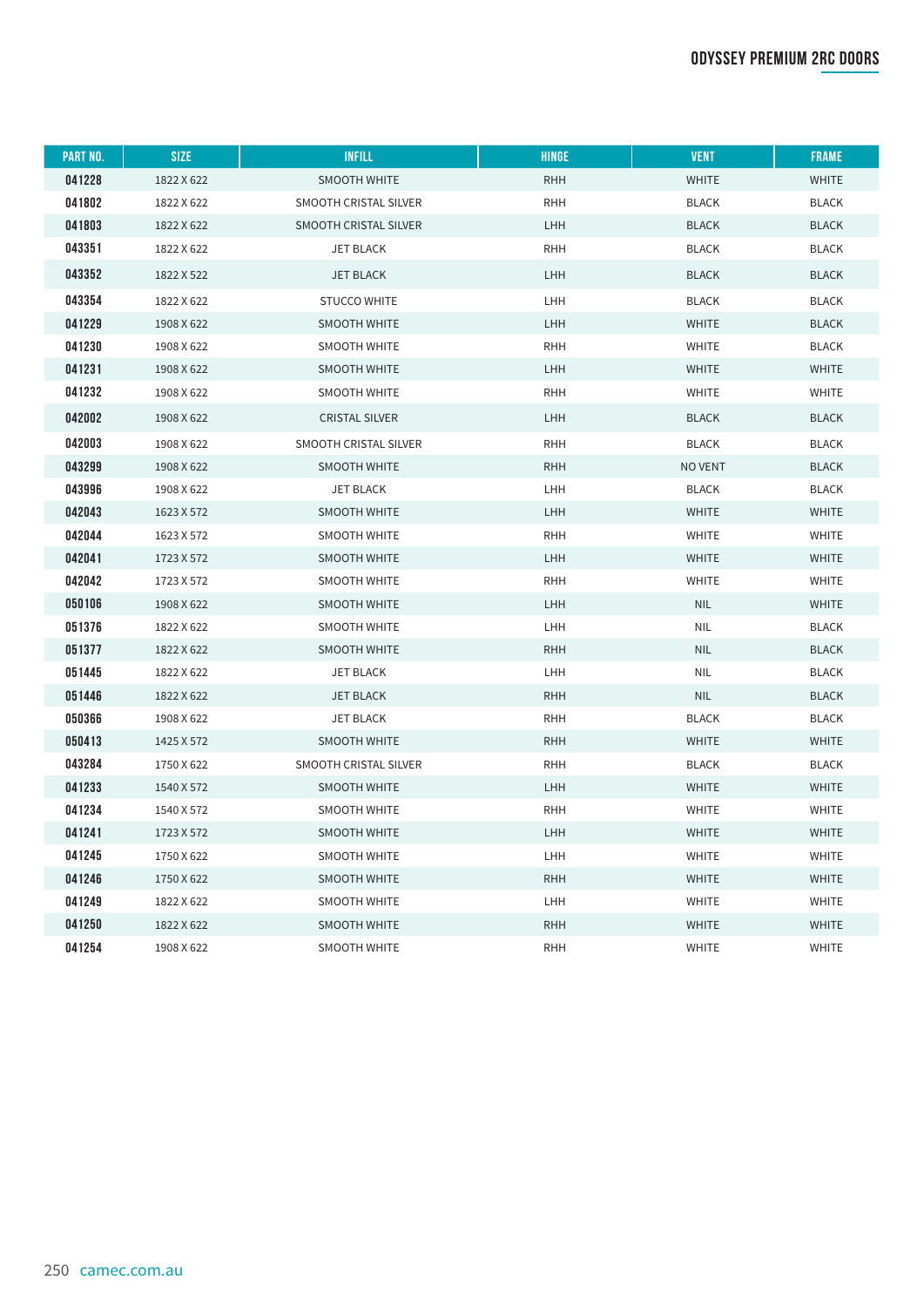# ODYSSEY PREMIUM 2RC DOORS

| PART NO. | SIZE | INFILL | HINGE | VENT | FRAME |
|---|---|---|---|---|---|
| 041228 | 1822 X 622 | SMOOTH WHITE | RHH | WHITE | WHITE |
| 041802 | 1822 X 622 | SMOOTH CRISTAL SILVER | RHH | BLACK | BLACK |
| 041803 | 1822 X 622 | SMOOTH CRISTAL SILVER | LHH | BLACK | BLACK |
| 043351 | 1822 X 622 | JET BLACK | RHH | BLACK | BLACK |
| 043352 | 1822 X 522 | JET BLACK | LHH | BLACK | BLACK |
| 043354 | 1822 X 622 | STUCCO WHITE | LHH | BLACK | BLACK |
| 041229 | 1908 X 622 | SMOOTH WHITE | LHH | WHITE | BLACK |
| 041230 | 1908 X 622 | SMOOTH WHITE | RHH | WHITE | BLACK |
| 041231 | 1908 X 622 | SMOOTH WHITE | LHH | WHITE | WHITE |
| 041232 | 1908 X 622 | SMOOTH WHITE | RHH | WHITE | WHITE |
| 042002 | 1908 X 622 | CRISTAL SILVER | LHH | BLACK | BLACK |
| 042003 | 1908 X 622 | SMOOTH CRISTAL SILVER | RHH | BLACK | BLACK |
| 043299 | 1908 X 622 | SMOOTH WHITE | RHH | NO VENT | BLACK |
| 043996 | 1908 X 622 | JET BLACK | LHH | BLACK | BLACK |
| 042043 | 1623 X 572 | SMOOTH WHITE | LHH | WHITE | WHITE |
| 042044 | 1623 X 572 | SMOOTH WHITE | RHH | WHITE | WHITE |
| 042041 | 1723 X 572 | SMOOTH WHITE | LHH | WHITE | WHITE |
| 042042 | 1723 X 572 | SMOOTH WHITE | RHH | WHITE | WHITE |
| 050106 | 1908 X 622 | SMOOTH WHITE | LHH | NIL | WHITE |
| 051376 | 1822 X 622 | SMOOTH WHITE | LHH | NIL | BLACK |
| 051377 | 1822 X 622 | SMOOTH WHITE | RHH | NIL | BLACK |
| 051445 | 1822 X 622 | JET BLACK | LHH | NIL | BLACK |
| 051446 | 1822 X 622 | JET BLACK | RHH | NIL | BLACK |
| 050366 | 1908 X 622 | JET BLACK | RHH | BLACK | BLACK |
| 050413 | 1425 X 572 | SMOOTH WHITE | RHH | WHITE | WHITE |
| 043284 | 1750 X 622 | SMOOTH CRISTAL SILVER | RHH | BLACK | BLACK |
| 041233 | 1540 X 572 | SMOOTH WHITE | LHH | WHITE | WHITE |
| 041234 | 1540 X 572 | SMOOTH WHITE | RHH | WHITE | WHITE |
| 041241 | 1723 X 572 | SMOOTH WHITE | LHH | WHITE | WHITE |
| 041245 | 1750 X 622 | SMOOTH WHITE | LHH | WHITE | WHITE |
| 041246 | 1750 X 622 | SMOOTH WHITE | RHH | WHITE | WHITE |
| 041249 | 1822 X 622 | SMOOTH WHITE | LHH | WHITE | WHITE |
| 041250 | 1822 X 622 | SMOOTH WHITE | RHH | WHITE | WHITE |
| 041254 | 1908 X 622 | SMOOTH WHITE | RHH | WHITE | WHITE |

camec.com.au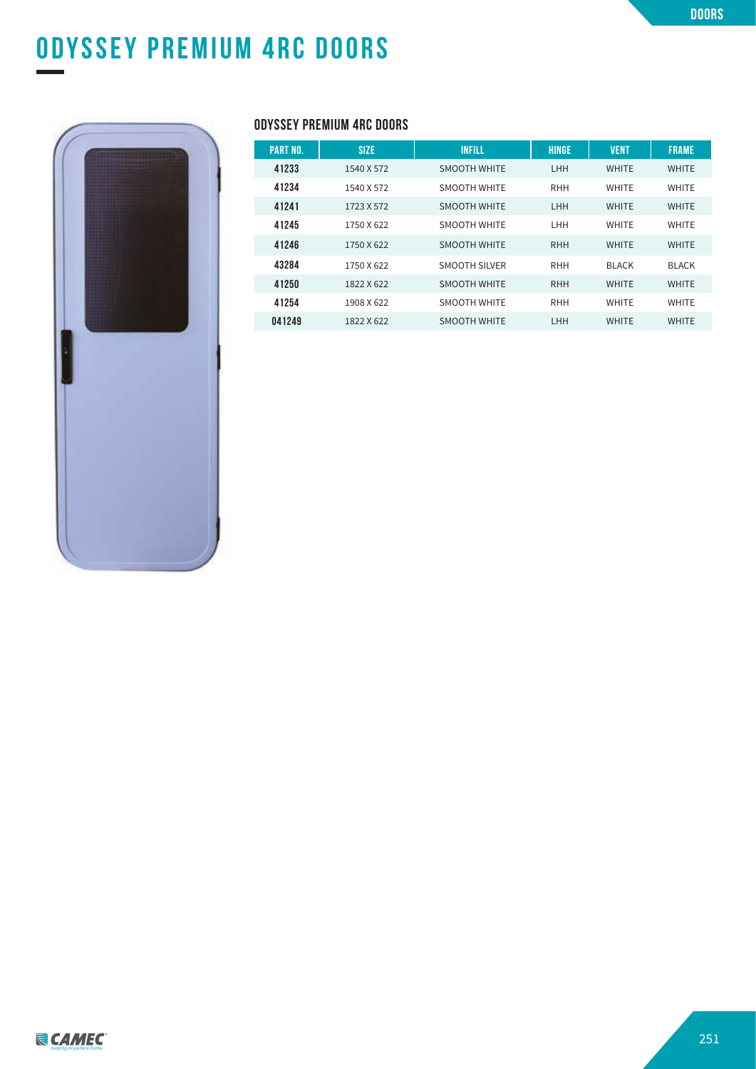# ODYSSEY PREMIUM 4RC DOORS

### ODYSSEY PREMIUM 4RC DOORS

| PART NO. | SIZE | INFILL | HINGE | VENT | FRAME |
|---|---|---|---|---|---|
| 41233 | 1540 X 572 | SMOOTH WHITE | LHH | WHITE | WHITE |
| 41234 | 1540 X 572 | SMOOTH WHITE | RHH | WHITE | WHITE |
| 41241 | 1723 X 572 | SMOOTH WHITE | LHH | WHITE | WHITE |
| 41245 | 1750 X 622 | SMOOTH WHITE | LHH | WHITE | WHITE |
| 41246 | 1750 X 622 | SMOOTH WHITE | RHH | WHITE | WHITE |
| 43284 | 1750 X 622 | SMOOTH SILVER | RHH | BLACK | BLACK |
| 41250 | 1822 X 622 | SMOOTH WHITE | RHH | WHITE | WHITE |
| 41254 | 1908 X 622 | SMOOTH WHITE | RHH | WHITE | WHITE |
| 041249 | 1822 X 622 | SMOOTH WHITE | LHH | WHITE | WHITE |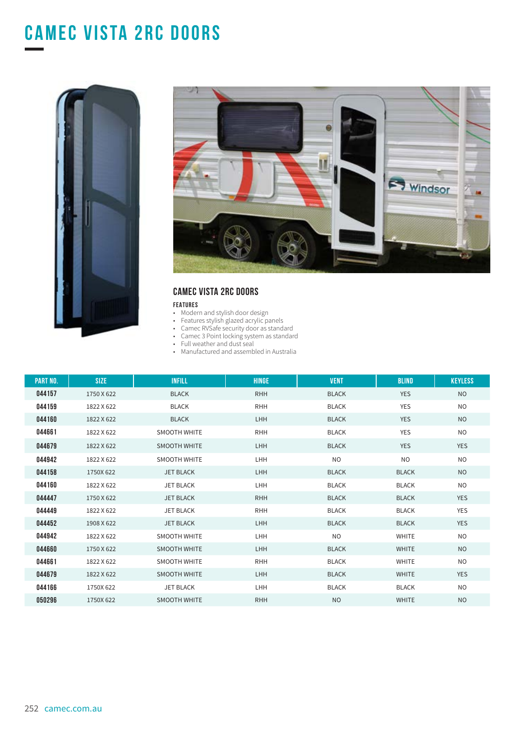# CAMEC VISTA 2RC DOORS

## CAMEC VISTA 2RC DOORS

### FEATURES

- Modern and stylish door design
- Features stylish glazed acrylic panels
- Camec RVSafe security door as standard
- Camec 3 Point locking system as standard
- Full weather and dust seal
- Manufactured and assembled in Australia

| PART NO. | SIZE | INFILL | HINGE | VENT | BLIND | KEYLESS |
|---|---|---|---|---|---|---|
| 044157 | 1750 X 622 | BLACK | RHH | BLACK | YES | NO |
| 044159 | 1822 X 622 | BLACK | RHH | BLACK | YES | NO |
| 044160 | 1822 X 622 | BLACK | LHH | BLACK | YES | NO |
| 044661 | 1822 X 622 | SMOOTH WHITE | RHH | BLACK | YES | NO |
| 044679 | 1822 X 622 | SMOOTH WHITE | LHH | BLACK | YES | YES |
| 044942 | 1822 X 622 | SMOOTH WHITE | LHH | NO | NO | NO |
| 044158 | 1750X 622 | JET BLACK | LHH | BLACK | BLACK | NO |
| 044160 | 1822 X 622 | JET BLACK | LHH | BLACK | BLACK | NO |
| 044447 | 1750 X 622 | JET BLACK | RHH | BLACK | BLACK | YES |
| 044449 | 1822 X 622 | JET BLACK | RHH | BLACK | BLACK | YES |
| 044452 | 1908 X 622 | JET BLACK | LHH | BLACK | BLACK | YES |
| 044942 | 1822 X 622 | SMOOTH WHITE | LHH | NO | WHITE | NO |
| 044660 | 1750 X 622 | SMOOTH WHITE | LHH | BLACK | WHITE | NO |
| 044661 | 1822 X 622 | SMOOTH WHITE | RHH | BLACK | WHITE | NO |
| 044679 | 1822 X 622 | SMOOTH WHITE | LHH | BLACK | WHITE | YES |
| 044166 | 1750X 622 | JET BLACK | LHH | BLACK | BLACK | NO |
| 050296 | 1750X 622 | SMOOTH WHITE | RHH | NO | WHITE | NO |

camec.com.au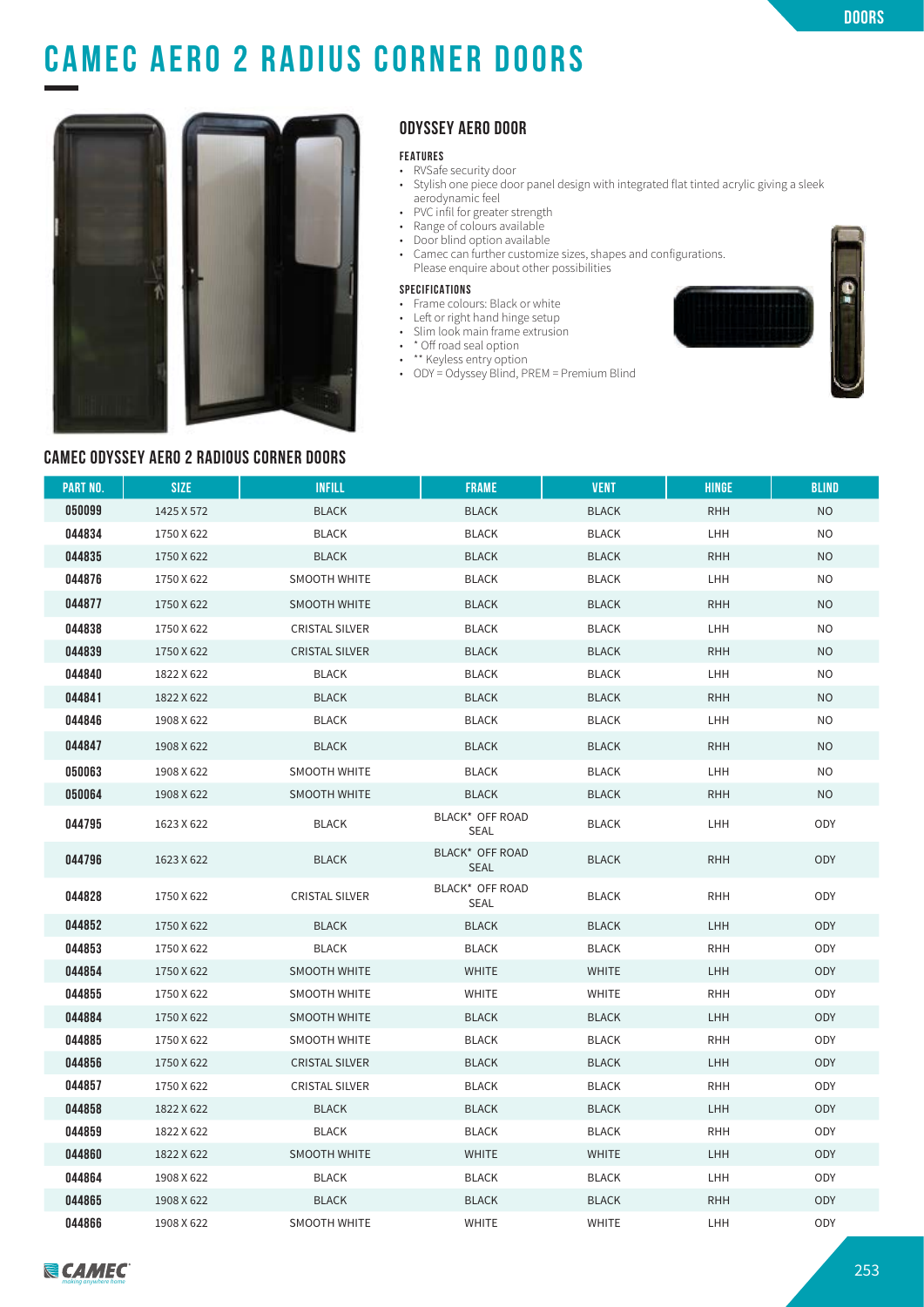# CAMEC AERO 2 RADIUS CORNER DOORS

## ODYSSEY AERO DOOR

### FEATURES

- RVSafe security door
- Stylish one piece door panel design with integrated flat tinted acrylic giving a sleek aerodynamic feel
- PVC infil for greater strength
- Range of colours available
- Door blind option available
- Camec can further customize sizes, shapes and configurations. Please enquire about other possibilities

### SPECIFICATIONS

- Frame colours: Black or white
- Left or right hand hinge setup
- Slim look main frame extrusion
- * Off road seal option
- ** Keyless entry option
- ODY = Odyssey Blind, PREM = Premium Blind

## CAMEC ODYSSEY AERO 2 RADIOUS CORNER DOORS

| PART NO. | SIZE | INFILL | FRAME | VENT | HINGE | BLIND |
|---|---|---|---|---|---|---|
| 050099 | 1425 X 572 | BLACK | BLACK | BLACK | RHH | NO |
| 044834 | 1750 X 622 | BLACK | BLACK | BLACK | LHH | NO |
| 044835 | 1750 X 622 | BLACK | BLACK | BLACK | RHH | NO |
| 044876 | 1750 X 622 | SMOOTH WHITE | BLACK | BLACK | LHH | NO |
| 044877 | 1750 X 622 | SMOOTH WHITE | BLACK | BLACK | RHH | NO |
| 044838 | 1750 X 622 | CRISTAL SILVER | BLACK | BLACK | LHH | NO |
| 044839 | 1750 X 622 | CRISTAL SILVER | BLACK | BLACK | RHH | NO |
| 044840 | 1822 X 622 | BLACK | BLACK | BLACK | LHH | NO |
| 044841 | 1822 X 622 | BLACK | BLACK | BLACK | RHH | NO |
| 044846 | 1908 X 622 | BLACK | BLACK | BLACK | LHH | NO |
| 044847 | 1908 X 622 | BLACK | BLACK | BLACK | RHH | NO |
| 050063 | 1908 X 622 | SMOOTH WHITE | BLACK | BLACK | LHH | NO |
| 050064 | 1908 X 622 | SMOOTH WHITE | BLACK | BLACK | RHH | NO |
| 044795 | 1623 X 622 | BLACK | BLACK* OFF ROAD SEAL | BLACK | LHH | ODY |
| 044796 | 1623 X 622 | BLACK | BLACK* OFF ROAD SEAL | BLACK | RHH | ODY |
| 044828 | 1750 X 622 | CRISTAL SILVER | BLACK* OFF ROAD SEAL | BLACK | RHH | ODY |
| 044852 | 1750 X 622 | BLACK | BLACK | BLACK | LHH | ODY |
| 044853 | 1750 X 622 | BLACK | BLACK | BLACK | RHH | ODY |
| 044854 | 1750 X 622 | SMOOTH WHITE | WHITE | WHITE | LHH | ODY |
| 044855 | 1750 X 622 | SMOOTH WHITE | WHITE | WHITE | RHH | ODY |
| 044884 | 1750 X 622 | SMOOTH WHITE | BLACK | BLACK | LHH | ODY |
| 044885 | 1750 X 622 | SMOOTH WHITE | BLACK | BLACK | RHH | ODY |
| 044856 | 1750 X 622 | CRISTAL SILVER | BLACK | BLACK | LHH | ODY |
| 044857 | 1750 X 622 | CRISTAL SILVER | BLACK | BLACK | RHH | ODY |
| 044858 | 1822 X 622 | BLACK | BLACK | BLACK | LHH | ODY |
| 044859 | 1822 X 622 | BLACK | BLACK | BLACK | RHH | ODY |
| 044860 | 1822 X 622 | SMOOTH WHITE | WHITE | WHITE | LHH | ODY |
| 044864 | 1908 X 622 | BLACK | BLACK | BLACK | LHH | ODY |
| 044865 | 1908 X 622 | BLACK | BLACK | BLACK | RHH | ODY |
| 044866 | 1908 X 622 | SMOOTH WHITE | WHITE | WHITE | LHH | ODY |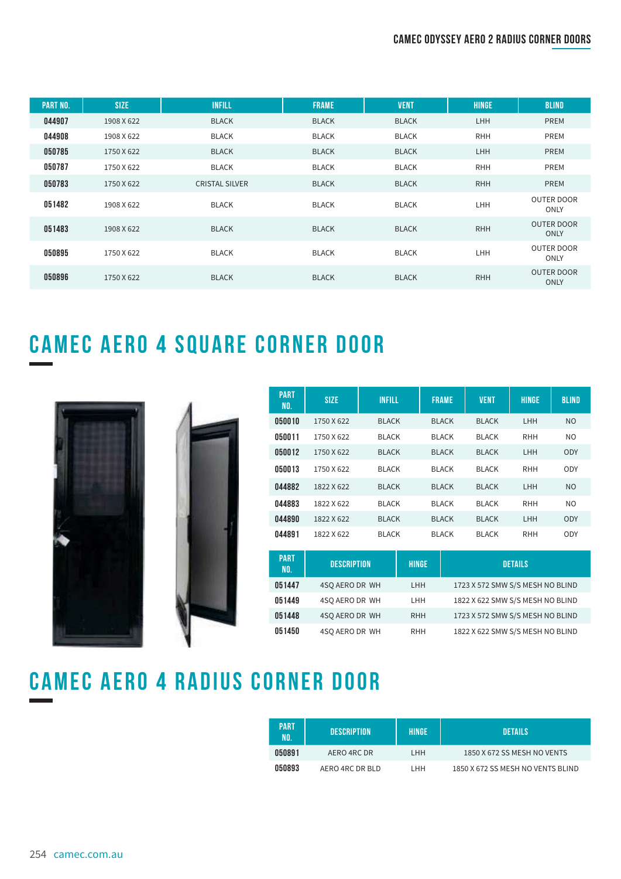| PART NO. | SIZE | INFILL | FRAME | VENT | HINGE | BLIND |
|---|---|---|---|---|---|---|
| 044907 | 1908 X 622 | BLACK | BLACK | BLACK | LHH | PREM |
| 044908 | 1908 X 622 | BLACK | BLACK | BLACK | RHH | PREM |
| 050785 | 1750 X 622 | BLACK | BLACK | BLACK | LHH | PREM |
| 050787 | 1750 X 622 | BLACK | BLACK | BLACK | RHH | PREM |
| 050783 | 1750 X 622 | CRISTAL SILVER | BLACK | BLACK | RHH | PREM |
| 051482 | 1908 X 622 | BLACK | BLACK | BLACK | LHH | OUTER DOOR ONLY |
| 051483 | 1908 X 622 | BLACK | BLACK | BLACK | RHH | OUTER DOOR ONLY |
| 050895 | 1750 X 622 | BLACK | BLACK | BLACK | LHH | OUTER DOOR ONLY |
| 050896 | 1750 X 622 | BLACK | BLACK | BLACK | RHH | OUTER DOOR ONLY |

# CAMEC AERO 4 SQUARE CORNER DOOR

| PART NO. | SIZE | INFILL | FRAME | VENT | HINGE | BLIND |
|---|---|---|---|---|---|---|
| 050010 | 1750 X 622 | BLACK | BLACK | BLACK | LHH | NO |
| 050011 | 1750 X 622 | BLACK | BLACK | BLACK | RHH | NO |
| 050012 | 1750 X 622 | BLACK | BLACK | BLACK | LHH | ODY |
| 050013 | 1750 X 622 | BLACK | BLACK | BLACK | RHH | ODY |
| 044882 | 1822 X 622 | BLACK | BLACK | BLACK | LHH | NO |
| 044883 | 1822 X 622 | BLACK | BLACK | BLACK | RHH | NO |
| 044890 | 1822 X 622 | BLACK | BLACK | BLACK | LHH | ODY |
| 044891 | 1822 X 622 | BLACK | BLACK | BLACK | RHH | ODY |

| PART NO. | DESCRIPTION | HINGE | DETAILS |
|---|---|---|---|
| 051447 | 4SQ AERO DR WH | LHH | 1723 X 572 SMW S/S MESH NO BLIND |
| 051449 | 4SQ AERO DR WH | LHH | 1822 X 622 SMW S/S MESH NO BLIND |
| 051448 | 4SQ AERO DR WH | RHH | 1723 X 572 SMW S/S MESH NO BLIND |
| 051450 | 4SQ AERO DR WH | RHH | 1822 X 622 SMW S/S MESH NO BLIND |

# CAMEC AERO 4 RADIUS CORNER DOOR

| PART NO. | DESCRIPTION | HINGE | DETAILS |
|---|---|---|---|
| 050891 | AERO 4RC DR | LHH | 1850 X 672 SS MESH NO VENTS |
| 050893 | AERO 4RC DR BLD | LHH | 1850 X 672 SS MESH NO VENTS BLIND |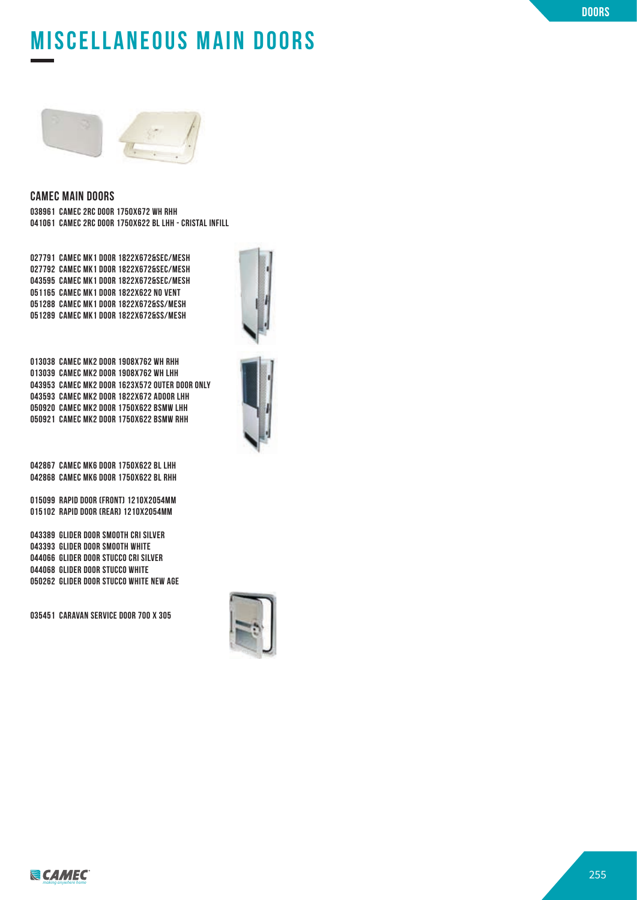# MISCELLANEOUS MAIN DOORS

## CAMEC MAIN DOORS

038961 CAMEC 2RC DOOR 1750X672 WH RHH
041061 CAMEC 2RC DOOR 1750X622 BL LHH - CRISTAL INFILL

027791 CAMEC MK1 DOOR 1822X672&SEC/MESH
027792 CAMEC MK1 DOOR 1822X672&SEC/MESH
043595 CAMEC MK1 DOOR 1822X672&SEC/MESH
051165 CAMEC MK1 DOOR 1822X622 NO VENT
051288 CAMEC MK1 DOOR 1822X672&SS/MESH
051289 CAMEC MK1 DOOR 1822X672&SS/MESH

013038 CAMEC MK2 DOOR 1908X762 WH RHH
013039 CAMEC MK2 DOOR 1908X762 WH LHH
043953 CAMEC MK2 DOOR 1623X572 OUTER DOOR ONLY
043593 CAMEC MK2 DOOR 1822X672 ADOOR LHH
050920 CAMEC MK2 DOOR 1750X622 BSMW LHH
050921 CAMEC MK2 DOOR 1750X622 BSMW RHH

042867 CAMEC MK6 DOOR 1750X622 BL LHH
042868 CAMEC MK6 DOOR 1750X622 BL RHH

015099 RAPID DOOR (FRONT) 1210X2054MM
015102 RAPID DOOR (REAR) 1210X2054MM

043389 GLIDER DOOR SMOOTH CRI SILVER
043393 GLIDER DOOR SMOOTH WHITE
044066 GLIDER DOOR STUCCO CRI SILVER
044068 GLIDER DOOR STUCCO WHITE
050262 GLIDER DOOR STUCCO WHITE NEW AGE

035451 CARAVAN SERVICE DOOR 700 X 305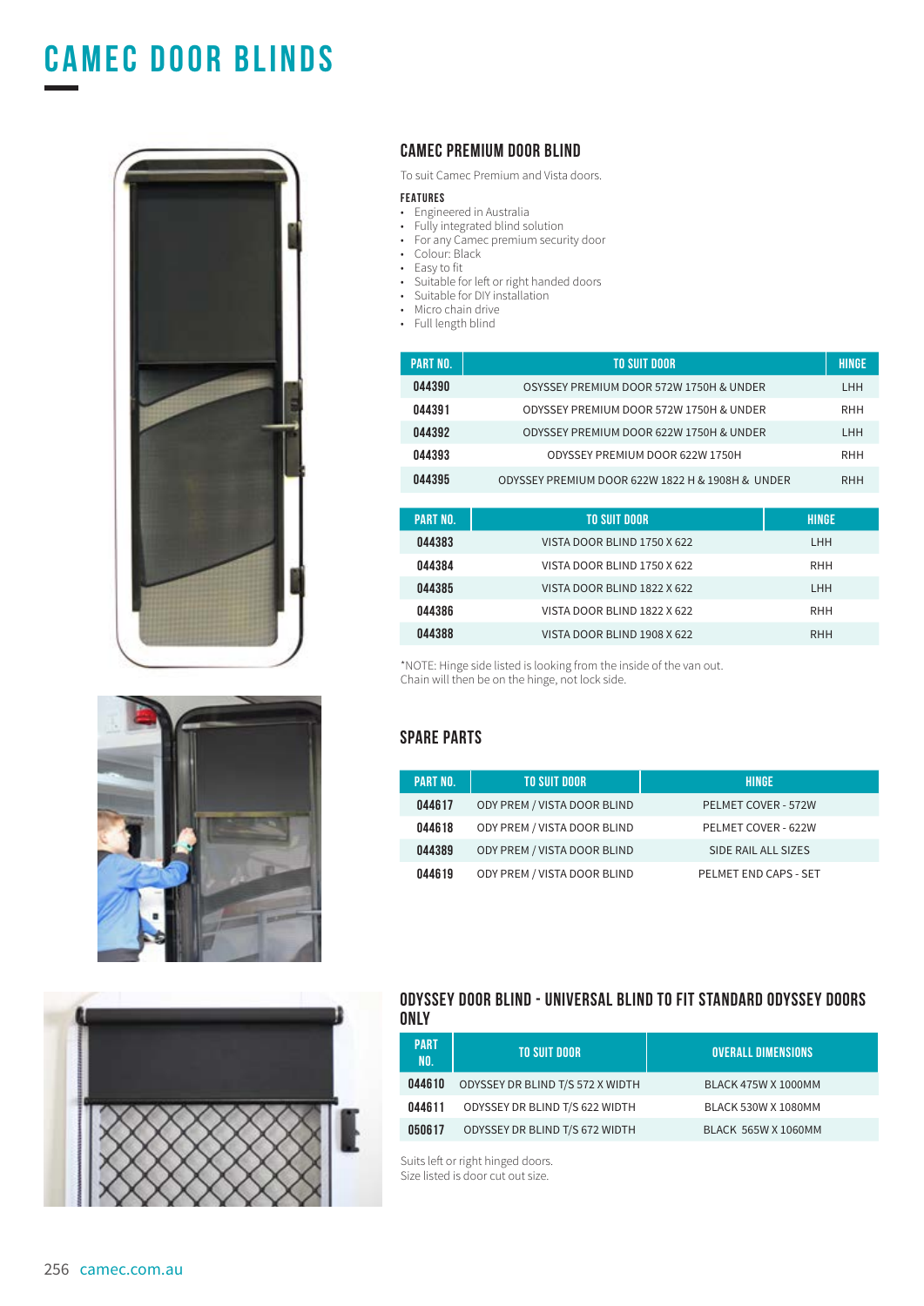# CAMEC DOOR BLINDS

## CAMEC PREMIUM DOOR BLIND

To suit Camec Premium and Vista doors.

### FEATURES

- Engineered in Australia
- Fully integrated blind solution
- For any Camec premium security door
- Colour: Black
- Easy to fit
- Suitable for left or right handed doors
- Suitable for DIY installation
- Micro chain drive
- Full length blind

| PART NO. | TO SUIT DOOR | HINGE |
|---|---|---|
| 044390 | OSYSSEY PREMIUM DOOR 572W 1750H & UNDER | LHH |
| 044391 | ODYSSEY PREMIUM DOOR 572W 1750H & UNDER | RHH |
| 044392 | ODYSSEY PREMIUM DOOR 622W 1750H & UNDER | LHH |
| 044393 | ODYSSEY PREMIUM DOOR 622W 1750H | RHH |
| 044395 | ODYSSEY PREMIUM DOOR 622W 1822 H & 1908H & UNDER | RHH |

| PART NO. | TO SUIT DOOR | HINGE |
|---|---|---|
| 044383 | VISTA DOOR BLIND 1750 X 622 | LHH |
| 044384 | VISTA DOOR BLIND 1750 X 622 | RHH |
| 044385 | VISTA DOOR BLIND 1822 X 622 | LHH |
| 044386 | VISTA DOOR BLIND 1822 X 622 | RHH |
| 044388 | VISTA DOOR BLIND 1908 X 622 | RHH |

*NOTE: Hinge side listed is looking from the inside of the van out.
Chain will then be on the hinge, not lock side.

## SPARE PARTS

| PART NO. | TO SUIT DOOR | HINGE |
|---|---|---|
| 044617 | ODY PREM / VISTA DOOR BLIND | PELMET COVER - 572W |
| 044618 | ODY PREM / VISTA DOOR BLIND | PELMET COVER - 622W |
| 044389 | ODY PREM / VISTA DOOR BLIND | SIDE RAIL ALL SIZES |
| 044619 | ODY PREM / VISTA DOOR BLIND | PELMET END CAPS - SET |

## ODYSSEY DOOR BLIND - UNIVERSAL BLIND TO FIT STANDARD ODYSSEY DOORS ONLY

| PART NO. | TO SUIT DOOR | OVERALL DIMENSIONS |
|---|---|---|
| 044610 | ODYSSEY DR BLIND T/S 572 X WIDTH | BLACK 475W X 1000MM |
| 044611 | ODYSSEY DR BLIND T/S 622 WIDTH | BLACK 530W X 1080MM |
| 050617 | ODYSSEY DR BLIND T/S 672 WIDTH | BLACK 565W X 1060MM |

Suits left or right hinged doors.
Size listed is door cut out size.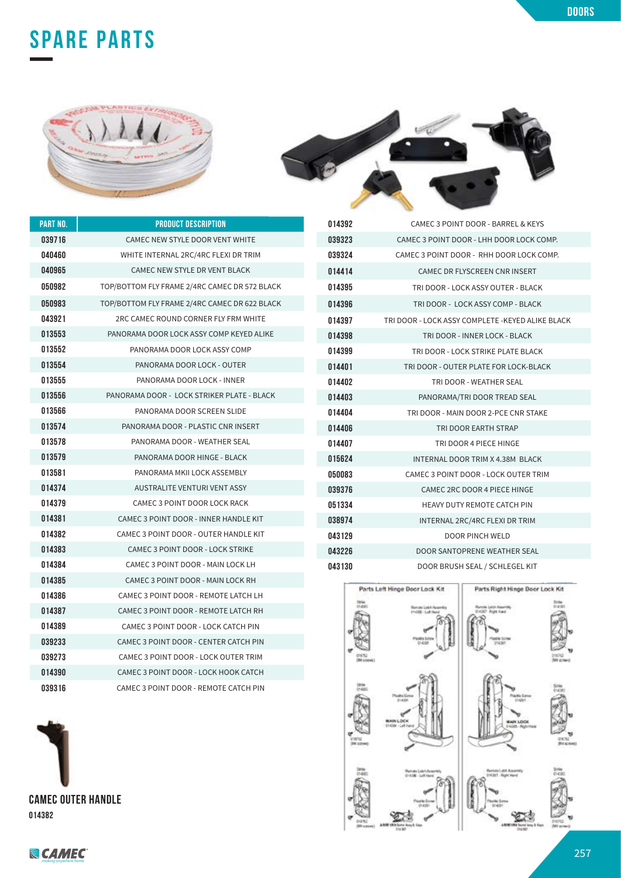# SPARE PARTS

| PART NO. | PRODUCT DESCRIPTION |
|---|---|
| 039716 | CAMEC NEW STYLE DOOR VENT WHITE |
| 040460 | WHITE INTERNAL 2RC/4RC FLEXI DR TRIM |
| 040965 | CAMEC NEW STYLE DR VENT BLACK |
| 050982 | TOP/BOTTOM FLY FRAME 2/4RC CAMEC DR 572 BLACK |
| 050983 | TOP/BOTTOM FLY FRAME 2/4RC CAMEC DR 622 BLACK |
| 043921 | 2RC CAMEC ROUND CORNER FLY FRM WHITE |
| 013553 | PANORAMA DOOR LOCK ASSY COMP KEYED ALIKE |
| 013552 | PANORAMA DOOR LOCK ASSY COMP |
| 013554 | PANORAMA DOOR LOCK - OUTER |
| 013555 | PANORAMA DOOR LOCK - INNER |
| 013556 | PANORAMA DOOR - LOCK STRIKER PLATE - BLACK |
| 013566 | PANORAMA DOOR SCREEN SLIDE |
| 013574 | PANORAMA DOOR - PLASTIC CNR INSERT |
| 013578 | PANORAMA DOOR - WEATHER SEAL |
| 013579 | PANORAMA DOOR HINGE - BLACK |
| 013581 | PANORAMA MKII LOCK ASSEMBLY |
| 014374 | AUSTRALITE VENTURI VENT ASSY |
| 014379 | CAMEC 3 POINT DOOR LOCK RACK |
| 014381 | CAMEC 3 POINT DOOR - INNER HANDLE KIT |
| 014382 | CAMEC 3 POINT DOOR - OUTER HANDLE KIT |
| 014383 | CAMEC 3 POINT DOOR - LOCK STRIKE |
| 014384 | CAMEC 3 POINT DOOR - MAIN LOCK LH |
| 014385 | CAMEC 3 POINT DOOR - MAIN LOCK RH |
| 014386 | CAMEC 3 POINT DOOR - REMOTE LATCH LH |
| 014387 | CAMEC 3 POINT DOOR - REMOTE LATCH RH |
| 014389 | CAMEC 3 POINT DOOR - LOCK CATCH PIN |
| 039233 | CAMEC 3 POINT DOOR - CENTER CATCH PIN |
| 039273 | CAMEC 3 POINT DOOR - LOCK OUTER TRIM |
| 014390 | CAMEC 3 POINT DOOR - LOCK HOOK CATCH |
| 039316 | CAMEC 3 POINT DOOR - REMOTE CATCH PIN |
| 014392 | CAMEC 3 POINT DOOR - BARREL & KEYS |
| 039323 | CAMEC 3 POINT DOOR - LHH DOOR LOCK COMP. |
| 039324 | CAMEC 3 POINT DOOR - RHH DOOR LOCK COMP. |
| 014414 | CAMEC DR FLYSCREEN CNR INSERT |
| 014395 | TRI DOOR - LOCK ASSY OUTER - BLACK |
| 014396 | TRI DOOR - LOCK ASSY COMP - BLACK |
| 014397 | TRI DOOR - LOCK ASSY COMPLETE -KEYED ALIKE BLACK |
| 014398 | TRI DOOR - INNER LOCK - BLACK |
| 014399 | TRI DOOR - LOCK STRIKE PLATE BLACK |
| 014401 | TRI DOOR - OUTER PLATE FOR LOCK-BLACK |
| 014402 | TRI DOOR - WEATHER SEAL |
| 014403 | PANORAMA/TRI DOOR TREAD SEAL |
| 014404 | TRI DOOR - MAIN DOOR 2-PCE CNR STAKE |
| 014406 | TRI DOOR EARTH STRAP |
| 014407 | TRI DOOR 4 PIECE HINGE |
| 015624 | INTERNAL DOOR TRIM X 4.38M BLACK |
| 050083 | CAMEC 3 POINT DOOR - LOCK OUTER TRIM |
| 039376 | CAMEC 2RC DOOR 4 PIECE HINGE |
| 051334 | HEAVY DUTY REMOTE CATCH PIN |
| 038974 | INTERNAL 2RC/4RC FLEXI DR TRIM |
| 043129 | DOOR PINCH WELD |
| 043226 | DOOR SANTOPRENE WEATHER SEAL |
| 043130 | DOOR BRUSH SEAL / SCHLEGEL KIT |

**CAMEC OUTER HANDLE**
014382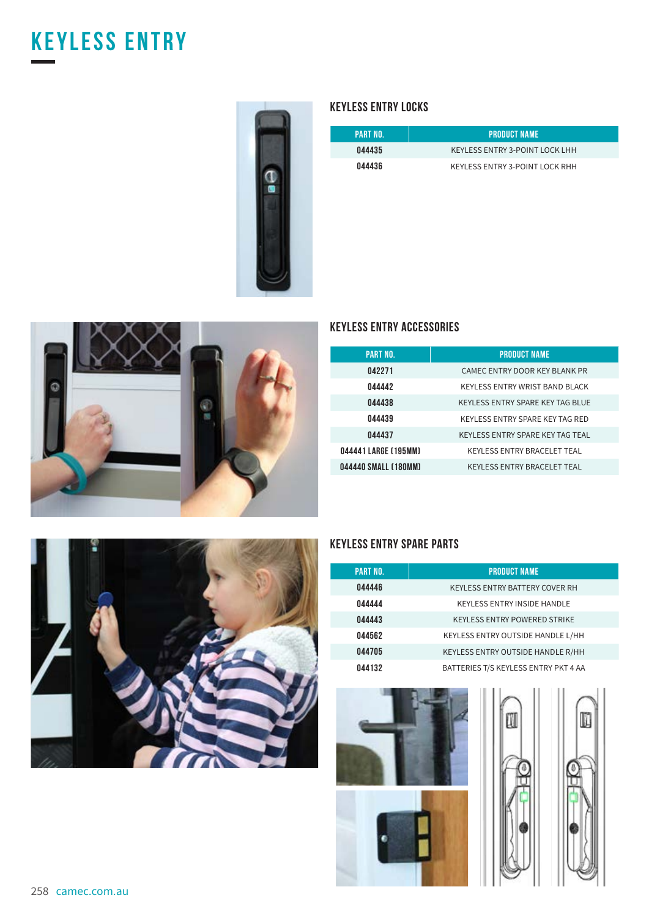# KEYLESS ENTRY

## KEYLESS ENTRY LOCKS

| PART NO. | PRODUCT NAME |
|---|---|
| 044435 | KEYLESS ENTRY 3-POINT LOCK LHH |
| 044436 | KEYLESS ENTRY 3-POINT LOCK RHH |

## KEYLESS ENTRY ACCESSORIES

| PART NO. | PRODUCT NAME |
|---|---|
| 042271 | CAMEC ENTRY DOOR KEY BLANK PR |
| 044442 | KEYLESS ENTRY WRIST BAND BLACK |
| 044438 | KEYLESS ENTRY SPARE KEY TAG BLUE |
| 044439 | KEYLESS ENTRY SPARE KEY TAG RED |
| 044437 | KEYLESS ENTRY SPARE KEY TAG TEAL |
| 044441 LARGE (195MM) | KEYLESS ENTRY BRACELET TEAL |
| 044440 SMALL (180MM) | KEYLESS ENTRY BRACELET TEAL |

## KEYLESS ENTRY SPARE PARTS

| PART NO. | PRODUCT NAME |
|---|---|
| 044446 | KEYLESS ENTRY BATTERY COVER RH |
| 044444 | KEYLESS ENTRY INSIDE HANDLE |
| 044443 | KEYLESS ENTRY POWERED STRIKE |
| 044562 | KEYLESS ENTRY OUTSIDE HANDLE L/HH |
| 044705 | KEYLESS ENTRY OUTSIDE HANDLE R/HH |
| 044132 | BATTERIES T/S KEYLESS ENTRY PKT 4 AA |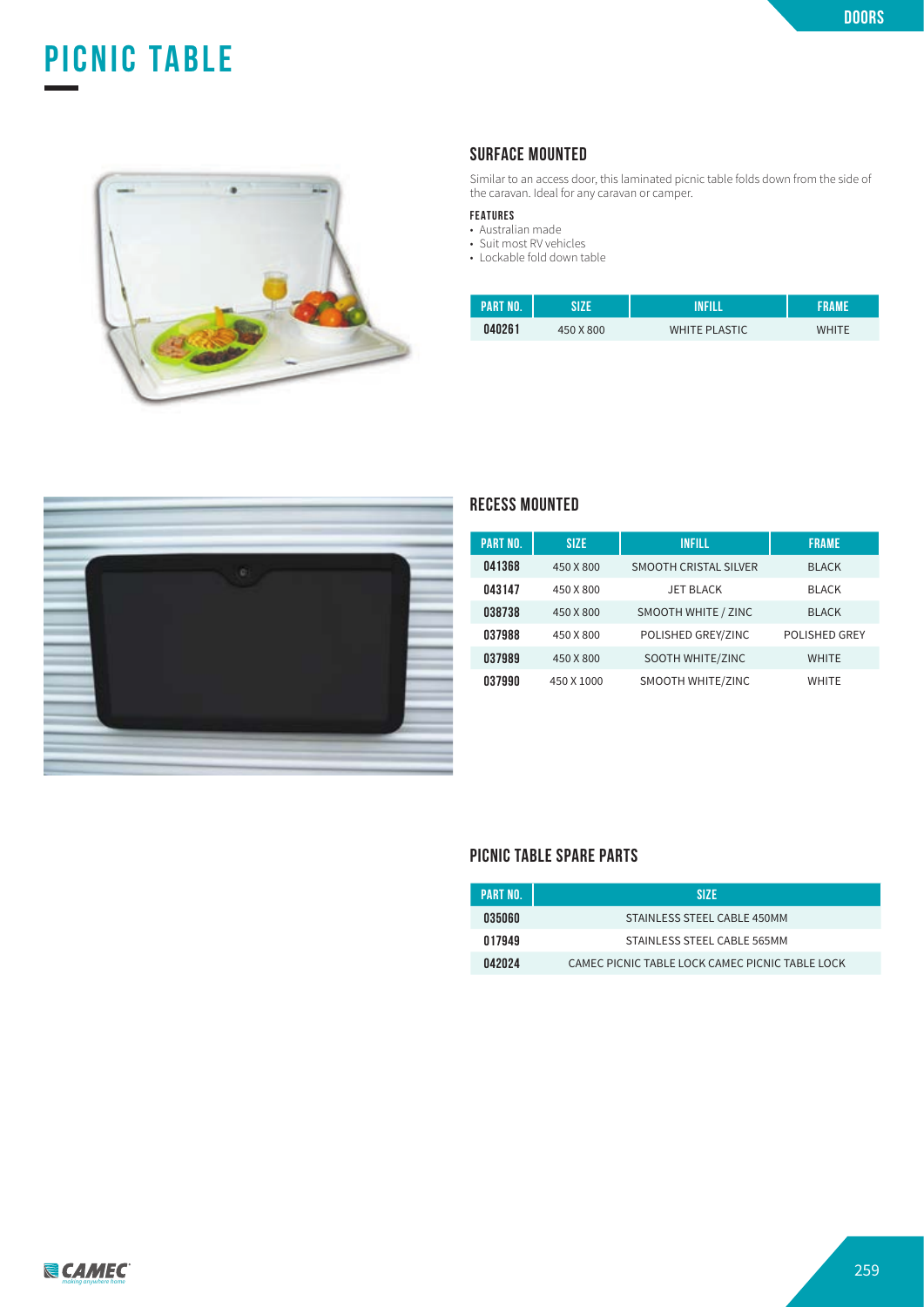# PICNIC TABLE

## SURFACE MOUNTED

Similar to an access door, this laminated picnic table folds down from the side of the caravan. Ideal for any caravan or camper.

### FEATURES

- Australian made
- Suit most RV vehicles
- Lockable fold down table

| PART NO. | SIZE | INFILL | FRAME |
|---|---|---|---|
| 040261 | 450 X 800 | WHITE PLASTIC | WHITE |

## RECESS MOUNTED

| PART NO. | SIZE | INFILL | FRAME |
|---|---|---|---|
| 041368 | 450 X 800 | SMOOTH CRISTAL SILVER | BLACK |
| 043147 | 450 X 800 | JET BLACK | BLACK |
| 038738 | 450 X 800 | SMOOTH WHITE / ZINC | BLACK |
| 037988 | 450 X 800 | POLISHED GREY/ZINC | POLISHED GREY |
| 037989 | 450 X 800 | SOOTH WHITE/ZINC | WHITE |
| 037990 | 450 X 1000 | SMOOTH WHITE/ZINC | WHITE |

## PICNIC TABLE SPARE PARTS

| PART NO. | SIZE |
|---|---|
| 035060 | STAINLESS STEEL CABLE 450MM |
| 017949 | STAINLESS STEEL CABLE 565MM |
| 042024 | CAMEC PICNIC TABLE LOCK CAMEC PICNIC TABLE LOCK |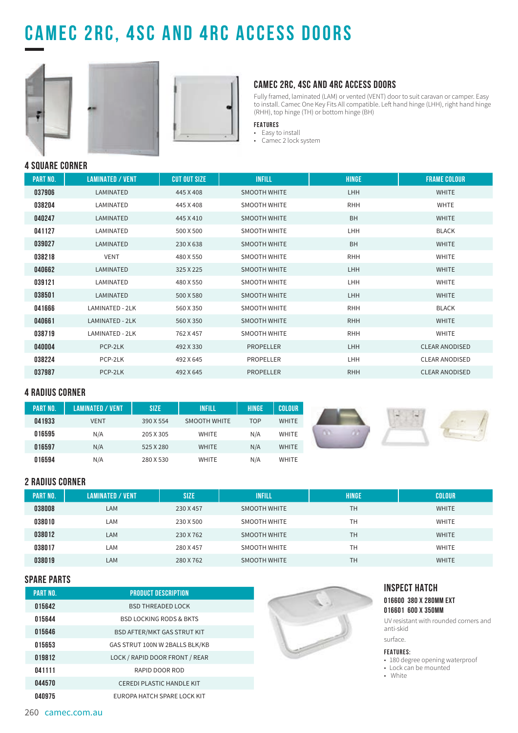# CAMEC 2RC, 4SC AND 4RC ACCESS DOORS

## CAMEC 2RC, 4SC AND 4RC ACCESS DOORS

Fully framed, laminated (LAM) or vented (VENT) door to suit caravan or camper. Easy to install. Camec One Key Fits All compatible. Left hand hinge (LHH), right hand hinge (RHH), top hinge (TH) or bottom hinge (BH)

**FEATURES**

- Easy to install
- Camec 2 lock system

## 4 SQUARE CORNER

| PART NO. | LAMINATED / VENT | CUT OUT SIZE | INFILL | HINGE | FRAME COLOUR |
|---|---|---|---|---|---|
| 037906 | LAMINATED | 445 X 408 | SMOOTH WHITE | LHH | WHITE |
| 038204 | LAMINATED | 445 X 408 | SMOOTH WHITE | RHH | WHTE |
| 040247 | LAMINATED | 445 X 410 | SMOOTH WHITE | BH | WHITE |
| 041127 | LAMINATED | 500 X 500 | SMOOTH WHITE | LHH | BLACK |
| 039027 | LAMINATED | 230 X 638 | SMOOTH WHITE | BH | WHITE |
| 038218 | VENT | 480 X 550 | SMOOTH WHITE | RHH | WHITE |
| 040662 | LAMINATED | 325 X 225 | SMOOTH WHITE | LHH | WHITE |
| 039121 | LAMINATED | 480 X 550 | SMOOTH WHITE | LHH | WHITE |
| 038501 | LAMINATED | 500 X 580 | SMOOTH WHITE | LHH | WHITE |
| 041666 | LAMINATED - 2LK | 560 X 350 | SMOOTH WHITE | RHH | BLACK |
| 040661 | LAMINATED - 2LK | 560 X 350 | SMOOTH WHITE | RHH | WHITE |
| 038719 | LAMINATED - 2LK | 762 X 457 | SMOOTH WHITE | RHH | WHITE |
| 040004 | PCP-2LK | 492 X 330 | PROPELLER | LHH | CLEAR ANODISED |
| 038224 | PCP-2LK | 492 X 645 | PROPELLER | LHH | CLEAR ANODISED |
| 037987 | PCP-2LK | 492 X 645 | PROPELLER | RHH | CLEAR ANODISED |

## 4 RADIUS CORNER

| PART NO. | LAMINATED / VENT | SIZE | INFILL | HINGE | COLOUR |
|---|---|---|---|---|---|
| 041933 | VENT | 390 X 554 | SMOOTH WHITE | TOP | WHITE |
| 016595 | N/A | 205 X 305 | WHITE | N/A | WHITE |
| 016597 | N/A | 525 X 280 | WHITE | N/A | WHITE |
| 016594 | N/A | 280 X 530 | WHITE | N/A | WHITE |

## 2 RADIUS CORNER

| PART NO. | LAMINATED / VENT | SIZE | INFILL | HINGE | COLOUR |
|---|---|---|---|---|---|
| 038008 | LAM | 230 X 457 | SMOOTH WHITE | TH | WHITE |
| 038010 | LAM | 230 X 500 | SMOOTH WHITE | TH | WHITE |
| 038012 | LAM | 230 X 762 | SMOOTH WHITE | TH | WHITE |
| 038017 | LAM | 280 X 457 | SMOOTH WHITE | TH | WHITE |
| 038019 | LAM | 280 X 762 | SMOOTH WHITE | TH | WHITE |

## SPARE PARTS

| PART NO. | PRODUCT DESCRIPTION |
|---|---|
| 015642 | BSD THREADED LOCK |
| 015644 | BSD LOCKING RODS & BKTS |
| 015646 | BSD AFTER/MKT GAS STRUT KIT |
| 015653 | GAS STRUT 100N W 2BALLS BLK/KB |
| 019812 | LOCK / RAPID DOOR FRONT / REAR |
| 041111 | RAPID DOOR ROD |
| 044570 | CEREDI PLASTIC HANDLE KIT |
| 040975 | EUROPA HATCH SPARE LOCK KIT |

## INSPECT HATCH

**016600 380 X 280MM EXT**
**016601 600 X 350MM**

UV resistant with rounded corners and anti-skid

surface.

**FEATURES:**

- 180 degree opening waterproof
- Lock can be mounted
- White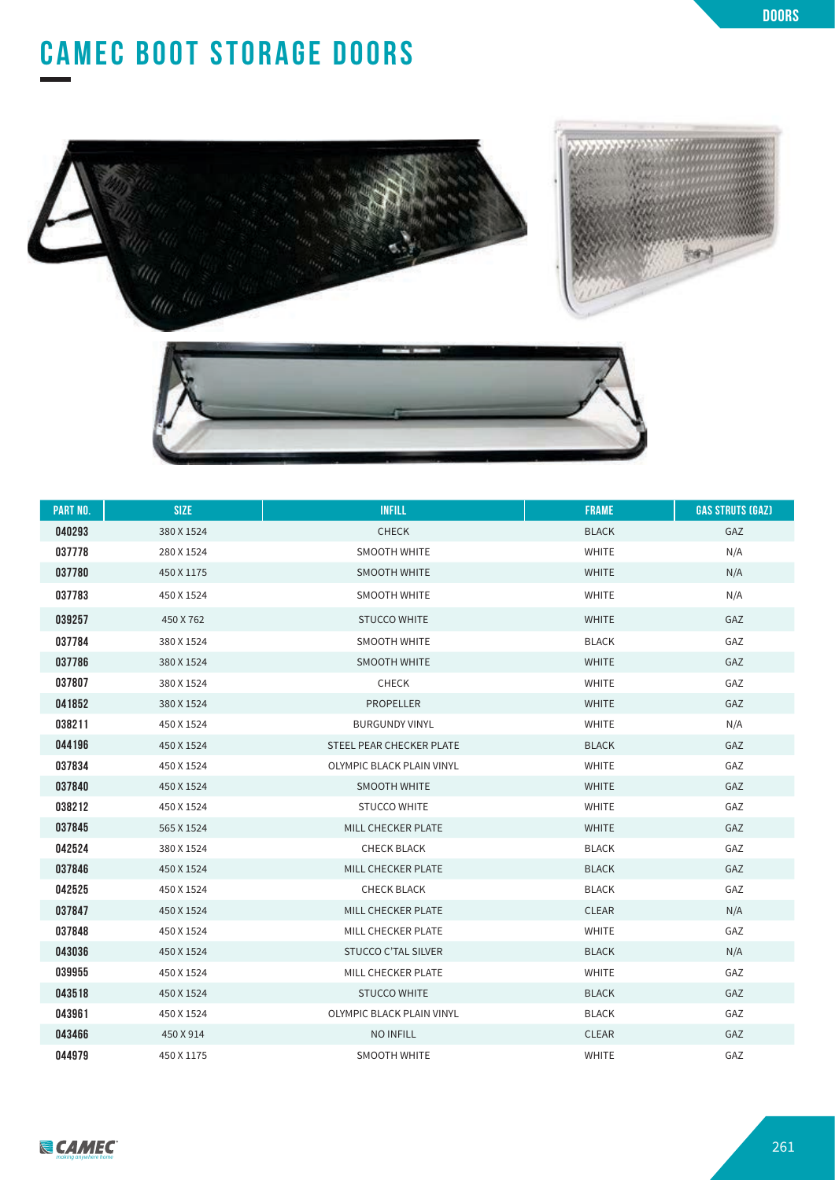# CAMEC BOOT STORAGE DOORS

| PART NO. | SIZE | INFILL | FRAME | GAS STRUTS (GAZ) |
|---|---|---|---|---|
| 040293 | 380 X 1524 | CHECK | BLACK | GAZ |
| 037778 | 280 X 1524 | SMOOTH WHITE | WHITE | N/A |
| 037780 | 450 X 1175 | SMOOTH WHITE | WHITE | N/A |
| 037783 | 450 X 1524 | SMOOTH WHITE | WHITE | N/A |
| 039257 | 450 X 762 | STUCCO WHITE | WHITE | GAZ |
| 037784 | 380 X 1524 | SMOOTH WHITE | BLACK | GAZ |
| 037786 | 380 X 1524 | SMOOTH WHITE | WHITE | GAZ |
| 037807 | 380 X 1524 | CHECK | WHITE | GAZ |
| 041852 | 380 X 1524 | PROPELLER | WHITE | GAZ |
| 038211 | 450 X 1524 | BURGUNDY VINYL | WHITE | N/A |
| 044196 | 450 X 1524 | STEEL PEAR CHECKER PLATE | BLACK | GAZ |
| 037834 | 450 X 1524 | OLYMPIC BLACK PLAIN VINYL | WHITE | GAZ |
| 037840 | 450 X 1524 | SMOOTH WHITE | WHITE | GAZ |
| 038212 | 450 X 1524 | STUCCO WHITE | WHITE | GAZ |
| 037845 | 565 X 1524 | MILL CHECKER PLATE | WHITE | GAZ |
| 042524 | 380 X 1524 | CHECK BLACK | BLACK | GAZ |
| 037846 | 450 X 1524 | MILL CHECKER PLATE | BLACK | GAZ |
| 042525 | 450 X 1524 | CHECK BLACK | BLACK | GAZ |
| 037847 | 450 X 1524 | MILL CHECKER PLATE | CLEAR | N/A |
| 037848 | 450 X 1524 | MILL CHECKER PLATE | WHITE | GAZ |
| 043036 | 450 X 1524 | STUCCO C'TAL SILVER | BLACK | N/A |
| 039955 | 450 X 1524 | MILL CHECKER PLATE | WHITE | GAZ |
| 043518 | 450 X 1524 | STUCCO WHITE | BLACK | GAZ |
| 043961 | 450 X 1524 | OLYMPIC BLACK PLAIN VINYL | BLACK | GAZ |
| 043466 | 450 X 914 | NO INFILL | CLEAR | GAZ |
| 044979 | 450 X 1175 | SMOOTH WHITE | WHITE | GAZ |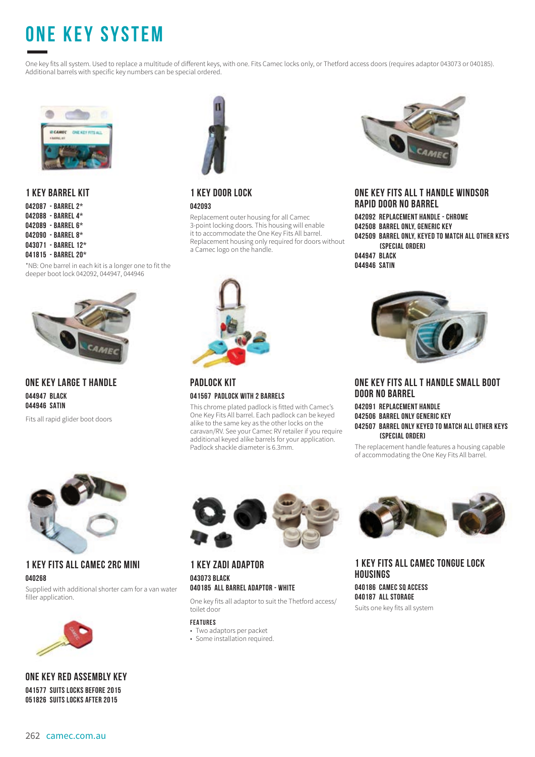# ONE KEY SYSTEM

One key fits all system. Used to replace a multitude of different keys, with one. Fits Camec locks only, or Thetford access doors (requires adaptor 043073 or 040185). Additional barrels with specific key numbers can be special ordered.

### 1 KEY BARREL KIT

**042087 - BARREL 2***
**042088 - BARREL 4***
**042089 - BARREL 6***
**042090 - BARREL 8***
**043071 - BARREL 12***
**041815 - BARREL 20***

*NB: One barrel in each kit is a longer one to fit the deeper boot lock 042092, 044947, 044946

### 1 KEY DOOR LOCK

**042093**

Replacement outer housing for all Camec 3-point locking doors. This housing will enable it to accommodate the One Key Fits All barrel. Replacement housing only required for doors without a Camec logo on the handle.

### ONE KEY FITS ALL T HANDLE WINDSOR RAPID DOOR NO BARREL

**042092 REPLACEMENT HANDLE - CHROME**
**042508 BARREL ONLY, GENERIC KEY**
**042509 BARREL ONLY, KEYED TO MATCH ALL OTHER KEYS (SPECIAL ORDER)**
**044947 BLACK**
**044946 SATIN**

### ONE KEY LARGE T HANDLE

**044947 BLACK**
**044946 SATIN**

Fits all rapid glider boot doors

### PADLOCK KIT

**041567 PADLOCK WITH 2 BARRELS**

This chrome plated padlock is fitted with Camec's One Key Fits All barrel. Each padlock can be keyed alike to the same key as the other locks on the caravan/RV. See your Camec RV retailer if you require additional keyed alike barrels for your application. Padlock shackle diameter is 6.3mm.

### ONE KEY FITS ALL T HANDLE SMALL BOOT DOOR NO BARREL

**042091 REPLACEMENT HANDLE**
**042506 BARREL ONLY GENERIC KEY**
**042507 BARREL ONLY KEYED TO MATCH ALL OTHER KEYS (SPECIAL ORDER)**

The replacement handle features a housing capable of accommodating the One Key Fits All barrel.

### 1 KEY FITS ALL CAMEC 2RC MINI

**040268**

Supplied with additional shorter cam for a van water filler application.

### ONE KEY RED ASSEMBLY KEY

**041577 SUITS LOCKS BEFORE 2015**
**051826 SUITS LOCKS AFTER 2015**

### 1 KEY ZADI ADAPTOR

**043073 BLACK**
**040185 ALL BARREL ADAPTOR - WHITE**

One key fits all adaptor to suit the Thetford access/ toilet door

**FEATURES**

- Two adaptors per packet
- Some installation required.

### 1 KEY FITS ALL CAMEC TONGUE LOCK HOUSINGS

**040186 CAMEC SQ ACCESS**
**040187 ALL STORAGE**

Suits one key fits all system

camec.com.au